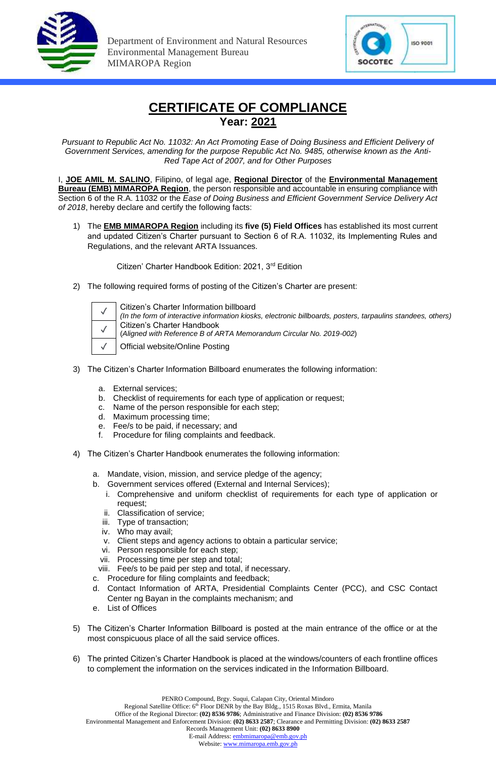Department of Environment and Natural Resources
Environmental Management Bureau
MIMAROPA Region

# CERTIFICATE OF COMPLIANCE

## Year: 2021

*Pursuant to Republic Act No. 11032: An Act Promoting Ease of Doing Business and Efficient Delivery of Government Services, amending for the purpose Republic Act No. 9485, otherwise known as the Anti-Red Tape Act of 2007, and for Other Purposes*

I, **JOE AMIL M. SALINO**, Filipino, of legal age, **Regional Director** of the **Environmental Management Bureau (EMB) MIMAROPA Region**, the person responsible and accountable in ensuring compliance with Section 6 of the R.A. 11032 or the *Ease of Doing Business and Efficient Government Service Delivery Act of 2018*, hereby declare and certify the following facts:

1) The **EMB MIMAROPA Region** including its **five (5) Field Offices** has established its most current and updated Citizen's Charter pursuant to Section 6 of R.A. 11032, its Implementing Rules and Regulations, and the relevant ARTA Issuances.

   Citizen' Charter Handbook Edition: 2021, 3rd Edition

2) The following required forms of posting of the Citizen's Charter are present:

| | |
|---|---|
| ✓ | Citizen's Charter Information billboard<br>*(In the form of interactive information kiosks, electronic billboards, posters, tarpaulins standees, others)* |
| ✓ | Citizen's Charter Handbook<br>(*Aligned with Reference B of ARTA Memorandum Circular No. 2019-002*) |
| ✓ | Official website/Online Posting |

3) The Citizen's Charter Information Billboard enumerates the following information:

   a. External services;
   b. Checklist of requirements for each type of application or request;
   c. Name of the person responsible for each step;
   d. Maximum processing time;
   e. Fee/s to be paid, if necessary; and
   f. Procedure for filing complaints and feedback.

4) The Citizen's Charter Handbook enumerates the following information:

   a. Mandate, vision, mission, and service pledge of the agency;
   b. Government services offered (External and Internal Services);
      i. Comprehensive and uniform checklist of requirements for each type of application or request;
      ii. Classification of service;
      iii. Type of transaction;
      iv. Who may avail;
      v. Client steps and agency actions to obtain a particular service;
      vi. Person responsible for each step;
      vii. Processing time per step and total;
      viii. Fee/s to be paid per step and total, if necessary.
   c. Procedure for filing complaints and feedback;
   d. Contact Information of ARTA, Presidential Complaints Center (PCC), and CSC Contact Center ng Bayan in the complaints mechanism; and
   e. List of Offices

5) The Citizen's Charter Information Billboard is posted at the main entrance of the office or at the most conspicuous place of all the said service offices.

6) The printed Citizen's Charter Handbook is placed at the windows/counters of each frontline offices to complement the information on the services indicated in the Information Billboard.

PENRO Compound, Brgy. Suqui, Calapan City, Oriental Mindoro
Regional Satellite Office: 6th Floor DENR by the Bay Bldg., 1515 Roxas Blvd., Ermita, Manila
Office of the Regional Director: **(02) 8536 9786**; Administrative and Finance Division: **(02) 8536 9786**
Environmental Management and Enforcement Division: **(02) 8633 2587**; Clearance and Permitting Division: **(02) 8633 2587**
Records Management Unit: **(02) 8633 8900**
E-mail Address: embmimaropa@emb.gov.ph
Website: www.mimaropa.emb.gov.ph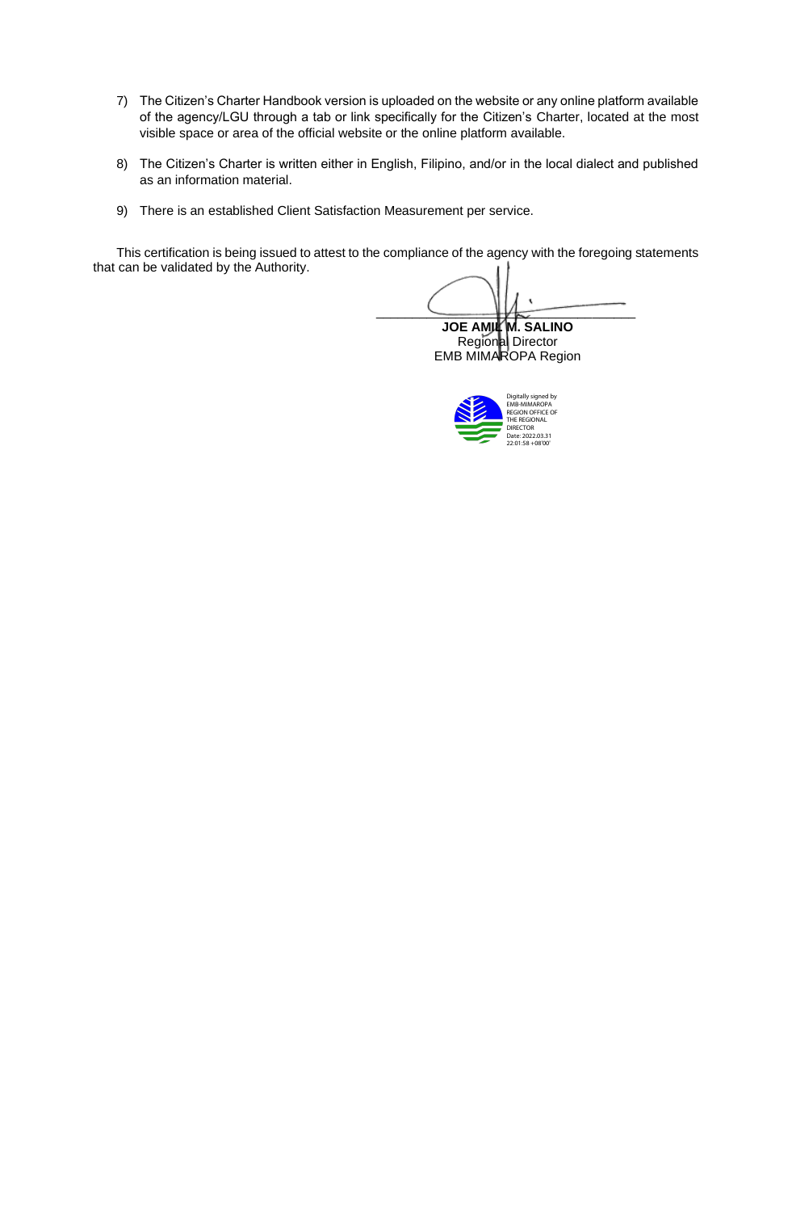7) The Citizen's Charter Handbook version is uploaded on the website or any online platform available of the agency/LGU through a tab or link specifically for the Citizen's Charter, located at the most visible space or area of the official website or the online platform available.

8) The Citizen's Charter is written either in English, Filipino, and/or in the local dialect and published as an information material.

9) There is an established Client Satisfaction Measurement per service.

This certification is being issued to attest to the compliance of the agency with the foregoing statements that can be validated by the Authority.

**JOE AMIL M. SALINO**
Regional Director
EMB MIMAROPA Region

Digitally signed by EMB-MIMAROPA REGION OFFICE OF THE REGIONAL DIRECTOR
Date: 2022.03.31 22:01:58 +08'00'